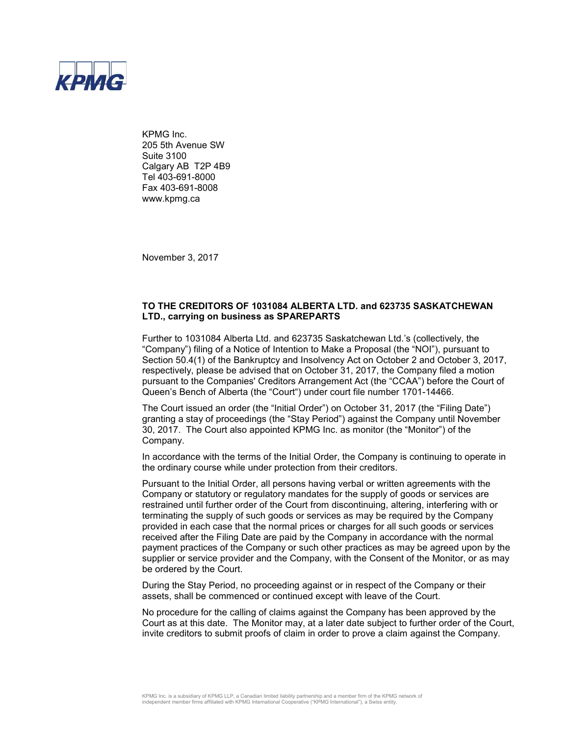KPMG

KPMG Inc.
205 5th Avenue SW
Suite 3100
Calgary AB T2P 4B9
Tel 403-691-8000
Fax 403-691-8008
www.kpmg.ca

November 3, 2017

**TO THE CREDITORS OF 1031084 ALBERTA LTD. and 623735 SASKATCHEWAN LTD., carrying on business as SPAREPARTS**

Further to 1031084 Alberta Ltd. and 623735 Saskatchewan Ltd.'s (collectively, the "Company") filing of a Notice of Intention to Make a Proposal (the "NOI"), pursuant to Section 50.4(1) of the Bankruptcy and Insolvency Act on October 2 and October 3, 2017, respectively, please be advised that on October 31, 2017, the Company filed a motion pursuant to the Companies' Creditors Arrangement Act (the "CCAA") before the Court of Queen's Bench of Alberta (the "Court") under court file number 1701-14466.

The Court issued an order (the "Initial Order") on October 31, 2017 (the "Filing Date") granting a stay of proceedings (the "Stay Period") against the Company until November 30, 2017. The Court also appointed KPMG Inc. as monitor (the "Monitor") of the Company.

In accordance with the terms of the Initial Order, the Company is continuing to operate in the ordinary course while under protection from their creditors.

Pursuant to the Initial Order, all persons having verbal or written agreements with the Company or statutory or regulatory mandates for the supply of goods or services are restrained until further order of the Court from discontinuing, altering, interfering with or terminating the supply of such goods or services as may be required by the Company provided in each case that the normal prices or charges for all such goods or services received after the Filing Date are paid by the Company in accordance with the normal payment practices of the Company or such other practices as may be agreed upon by the supplier or service provider and the Company, with the Consent of the Monitor, or as may be ordered by the Court.

During the Stay Period, no proceeding against or in respect of the Company or their assets, shall be commenced or continued except with leave of the Court.

No procedure for the calling of claims against the Company has been approved by the Court as at this date. The Monitor may, at a later date subject to further order of the Court, invite creditors to submit proofs of claim in order to prove a claim against the Company.

KPMG Inc. is a subsidiary of KPMG LLP, a Canadian limited liability partnership and a member firm of the KPMG network of independent member firms affiliated with KPMG International Cooperative ("KPMG International"), a Swiss entity.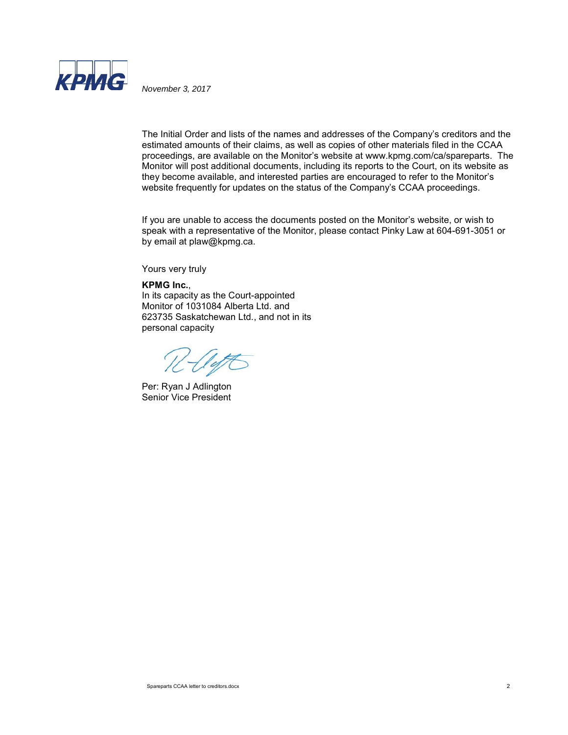*November 3, 2017*

The Initial Order and lists of the names and addresses of the Company's creditors and the estimated amounts of their claims, as well as copies of other materials filed in the CCAA proceedings, are available on the Monitor's website at www.kpmg.com/ca/spareparts. The Monitor will post additional documents, including its reports to the Court, on its website as they become available, and interested parties are encouraged to refer to the Monitor's website frequently for updates on the status of the Company's CCAA proceedings.

If you are unable to access the documents posted on the Monitor's website, or wish to speak with a representative of the Monitor, please contact Pinky Law at 604-691-3051 or by email at plaw@kpmg.ca.

Yours very truly

**KPMG Inc.**,
In its capacity as the Court-appointed Monitor of 1031084 Alberta Ltd. and 623735 Saskatchewan Ltd., and not in its personal capacity

Per: Ryan J Adlington
Senior Vice President